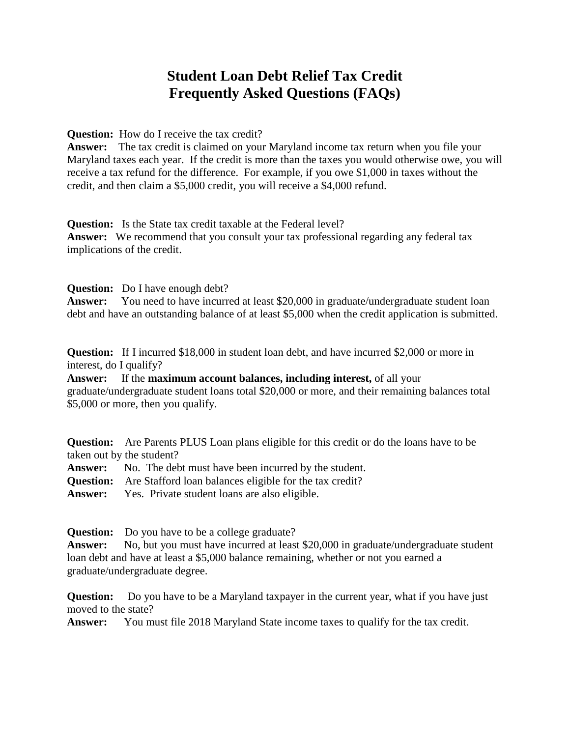# Student Loan Debt Relief Tax Credit
# Frequently Asked Questions (FAQs)

**Question:** How do I receive the tax credit?
**Answer:** The tax credit is claimed on your Maryland income tax return when you file your Maryland taxes each year. If the credit is more than the taxes you would otherwise owe, you will receive a tax refund for the difference. For example, if you owe $1,000 in taxes without the credit, and then claim a $5,000 credit, you will receive a $4,000 refund.

**Question:** Is the State tax credit taxable at the Federal level?
**Answer:** We recommend that you consult your tax professional regarding any federal tax implications of the credit.

**Question:** Do I have enough debt?
**Answer:** You need to have incurred at least $20,000 in graduate/undergraduate student loan debt and have an outstanding balance of at least $5,000 when the credit application is submitted.

**Question:** If I incurred $18,000 in student loan debt, and have incurred $2,000 or more in interest, do I qualify?
**Answer:** If the **maximum account balances, including interest,** of all your graduate/undergraduate student loans total $20,000 or more, and their remaining balances total $5,000 or more, then you qualify.

**Question:** Are Parents PLUS Loan plans eligible for this credit or do the loans have to be taken out by the student?
**Answer:** No. The debt must have been incurred by the student.
**Question:** Are Stafford loan balances eligible for the tax credit?
**Answer:** Yes. Private student loans are also eligible.

**Question:** Do you have to be a college graduate?
**Answer:** No, but you must have incurred at least $20,000 in graduate/undergraduate student loan debt and have at least a $5,000 balance remaining, whether or not you earned a graduate/undergraduate degree.

**Question:** Do you have to be a Maryland taxpayer in the current year, what if you have just moved to the state?
**Answer:** You must file 2018 Maryland State income taxes to qualify for the tax credit.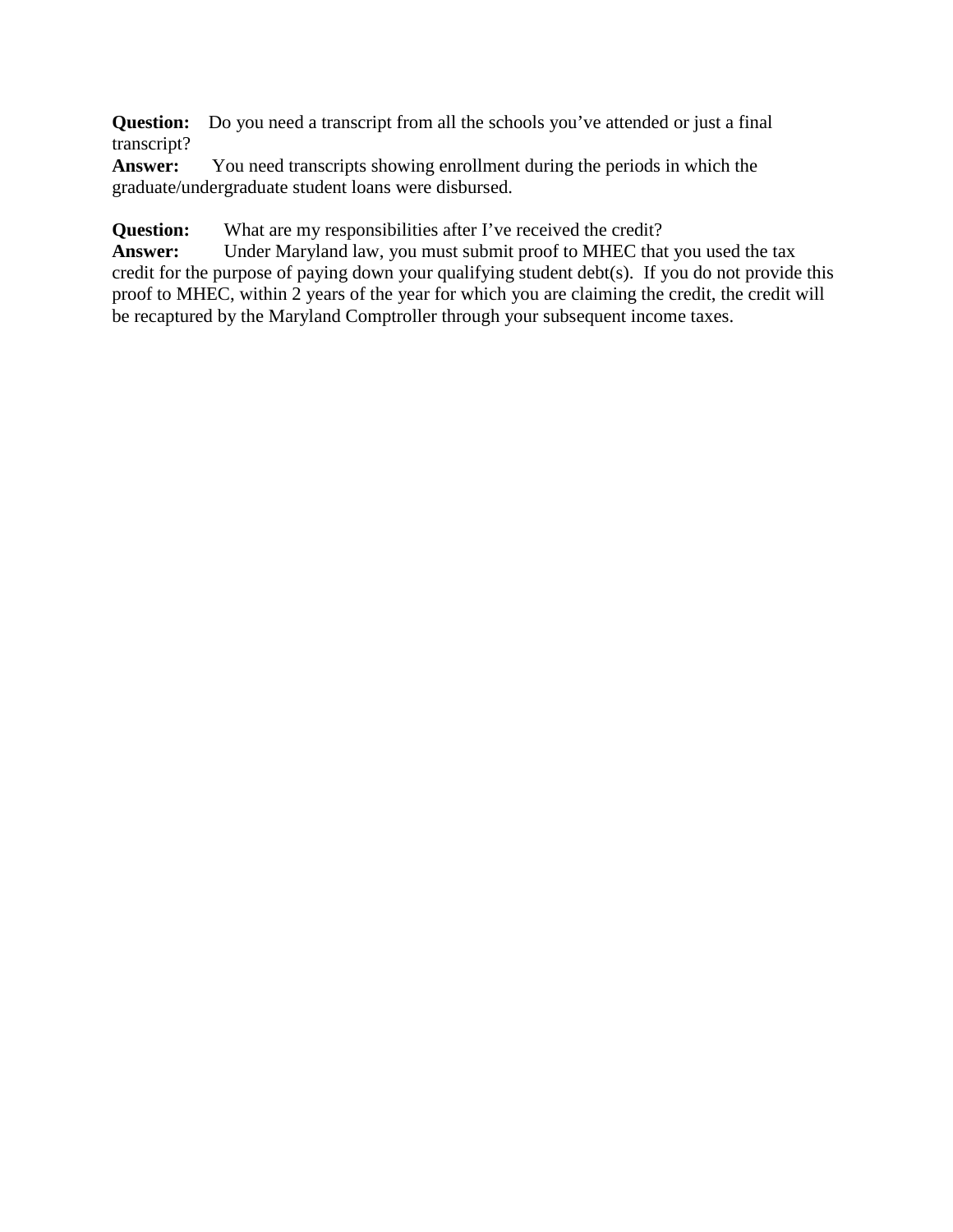**Question:** Do you need a transcript from all the schools you've attended or just a final transcript?
**Answer:** You need transcripts showing enrollment during the periods in which the graduate/undergraduate student loans were disbursed.

**Question:** What are my responsibilities after I've received the credit?
**Answer:** Under Maryland law, you must submit proof to MHEC that you used the tax credit for the purpose of paying down your qualifying student debt(s). If you do not provide this proof to MHEC, within 2 years of the year for which you are claiming the credit, the credit will be recaptured by the Maryland Comptroller through your subsequent income taxes.